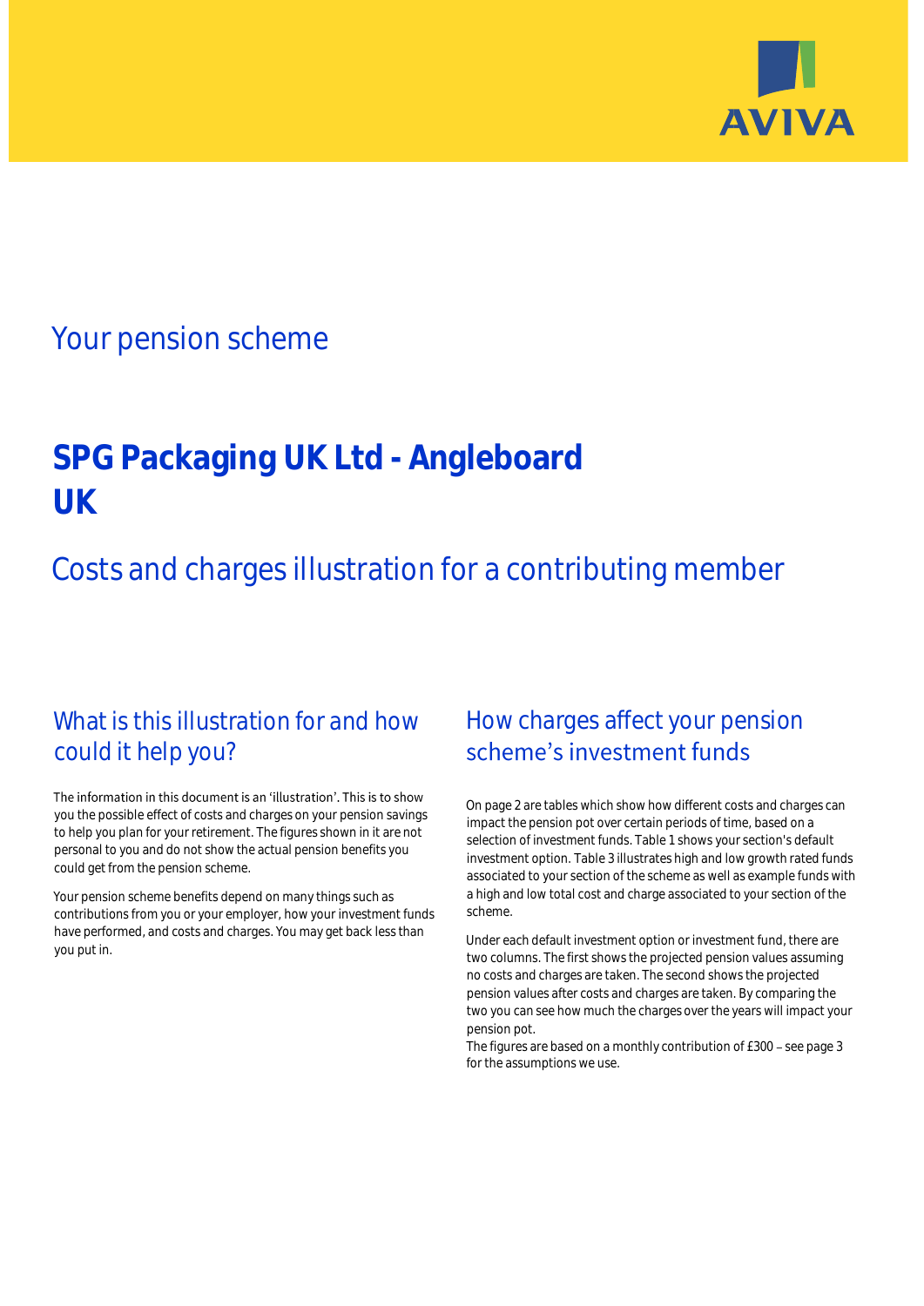AVIVA

## Your pension scheme

# SPG Packaging UK Ltd - Angleboard UK

## Costs and charges illustration for a contributing member

### What is this illustration for and how could it help you?

The information in this document is an 'illustration'. This is to show you the possible effect of costs and charges on your pension savings to help you plan for your retirement. The figures shown in it are not personal to you and do not show the actual pension benefits you could get from the pension scheme.

Your pension scheme benefits depend on many things such as contributions from you or your employer, how your investment funds have performed, and costs and charges. You may get back less than you put in.

### How charges affect your pension scheme's investment funds

On page 2 are tables which show how different costs and charges can impact the pension pot over certain periods of time, based on a selection of investment funds. Table 1 shows your section's default investment option. Table 3 illustrates high and low growth rated funds associated to your section of the scheme as well as example funds with a high and low total cost and charge associated to your section of the scheme.

Under each default investment option or investment fund, there are two columns. The first shows the projected pension values assuming no costs and charges are taken. The second shows the projected pension values after costs and charges are taken. By comparing the two you can see how much the charges over the years will impact your pension pot.

The figures are based on a monthly contribution of £300 – see page 3 for the assumptions we use.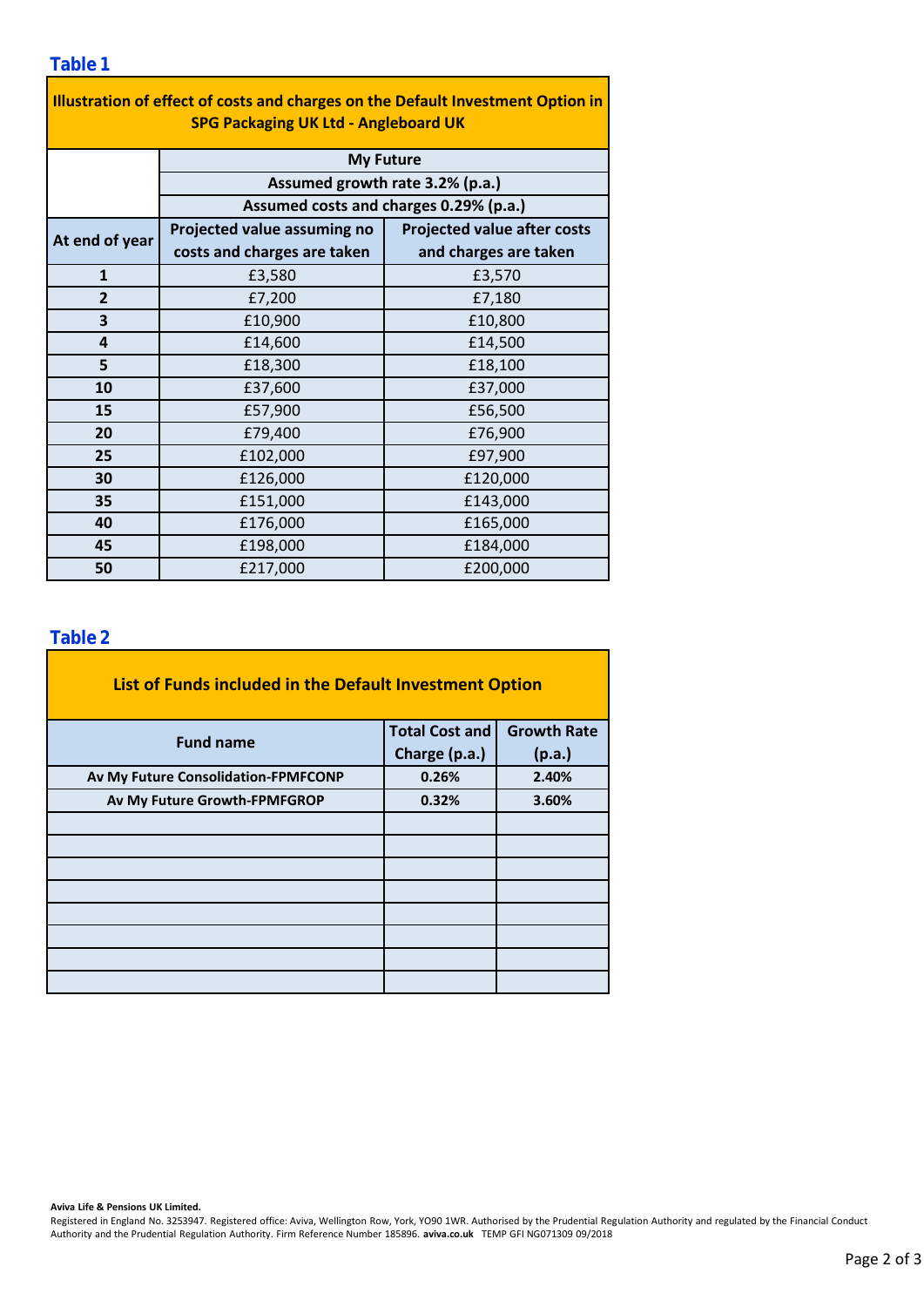## Table 1

| Illustration of effect of costs and charges on the Default Investment Option in SPG Packaging UK Ltd - Angleboard UK | | |
|---|---|---|
| | My Future | |
| | Assumed growth rate 3.2% (p.a.) | |
| | Assumed costs and charges 0.29% (p.a.) | |
| At end of year | Projected value assuming no costs and charges are taken | Projected value after costs and charges are taken |
| 1 | £3,580 | £3,570 |
| 2 | £7,200 | £7,180 |
| 3 | £10,900 | £10,800 |
| 4 | £14,600 | £14,500 |
| 5 | £18,300 | £18,100 |
| 10 | £37,600 | £37,000 |
| 15 | £57,900 | £56,500 |
| 20 | £79,400 | £76,900 |
| 25 | £102,000 | £97,900 |
| 30 | £126,000 | £120,000 |
| 35 | £151,000 | £143,000 |
| 40 | £176,000 | £165,000 |
| 45 | £198,000 | £184,000 |
| 50 | £217,000 | £200,000 |

## Table 2

| List of Funds included in the Default Investment Option | | |
|---|---|---|
| Fund name | Total Cost and Charge (p.a.) | Growth Rate (p.a.) |
| Av My Future Consolidation-FPMFCONP | 0.26% | 2.40% |
| Av My Future Growth-FPMFGROP | 0.32% | 3.60% |
| | | |
| | | |
| | | |
| | | |
| | | |
| | | |
| | | |
| | | |

**Aviva Life & Pensions UK Limited.**
Registered in England No. 3253947. Registered office: Aviva, Wellington Row, York, YO90 1WR. Authorised by the Prudential Regulation Authority and regulated by the Financial Conduct Authority and the Prudential Regulation Authority. Firm Reference Number 185896. **aviva.co.uk** TEMP GFI NG071309 09/2018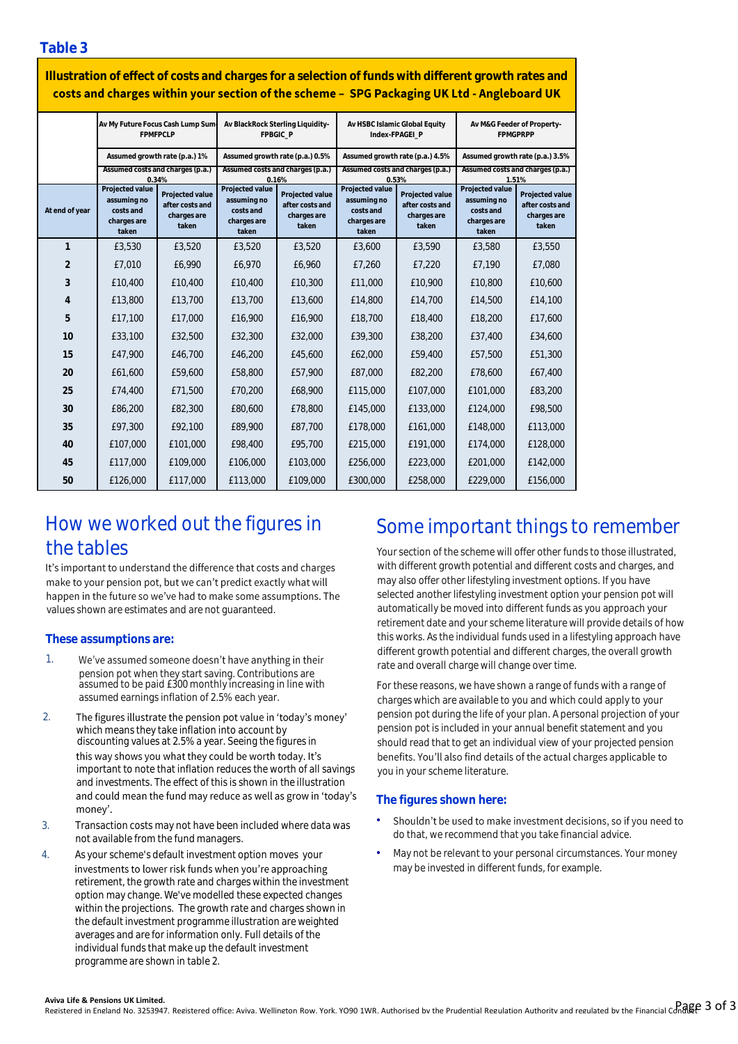## Table 3

| Illustration of effect of costs and charges for a selection of funds with different growth rates and costs and charges within your section of the scheme – SPG Packaging UK Ltd - Angleboard UK | | | | | | | | |
|---|---|---|---|---|---|---|---|---|
| | Av My Future Focus Cash Lump Sum-FPMFPCLP | | Av BlackRock Sterling Liquidity-FPBGIC_P | | Av HSBC Islamic Global Equity Index-FPAGEI_P | | Av M&G Feeder of Property-FPMGPRPP | |
| | Assumed growth rate (p.a.) 1% | | Assumed growth rate (p.a.) 0.5% | | Assumed growth rate (p.a.) 4.5% | | Assumed growth rate (p.a.) 3.5% | |
| | Assumed costs and charges (p.a.) 0.34% | | Assumed costs and charges (p.a.) 0.16% | | Assumed costs and charges (p.a.) 0.53% | | Assumed costs and charges (p.a.) 1.51% | |
| At end of year | Projected value assuming no costs and charges are taken | Projected value after costs and charges are taken | Projected value assuming no costs and charges are taken | Projected value after costs and charges are taken | Projected value assuming no costs and charges are taken | Projected value after costs and charges are taken | Projected value assuming no costs and charges are taken | Projected value after costs and charges are taken |
| 1 | £3,530 | £3,520 | £3,520 | £3,520 | £3,600 | £3,590 | £3,580 | £3,550 |
| 2 | £7,010 | £6,990 | £6,970 | £6,960 | £7,260 | £7,220 | £7,190 | £7,080 |
| 3 | £10,400 | £10,400 | £10,400 | £10,300 | £11,000 | £10,900 | £10,800 | £10,600 |
| 4 | £13,800 | £13,700 | £13,700 | £13,600 | £14,800 | £14,700 | £14,500 | £14,100 |
| 5 | £17,100 | £17,000 | £16,900 | £16,900 | £18,700 | £18,400 | £18,200 | £17,600 |
| 10 | £33,100 | £32,500 | £32,300 | £32,000 | £39,300 | £38,200 | £37,400 | £34,600 |
| 15 | £47,900 | £46,700 | £46,200 | £45,600 | £62,000 | £59,400 | £57,500 | £51,300 |
| 20 | £61,600 | £59,600 | £58,800 | £57,900 | £87,000 | £82,200 | £78,600 | £67,400 |
| 25 | £74,400 | £71,500 | £70,200 | £68,900 | £115,000 | £107,000 | £101,000 | £83,200 |
| 30 | £86,200 | £82,300 | £80,600 | £78,800 | £145,000 | £133,000 | £124,000 | £98,500 |
| 35 | £97,300 | £92,100 | £89,900 | £87,700 | £178,000 | £161,000 | £148,000 | £113,000 |
| 40 | £107,000 | £101,000 | £98,400 | £95,700 | £215,000 | £191,000 | £174,000 | £128,000 |
| 45 | £117,000 | £109,000 | £106,000 | £103,000 | £256,000 | £223,000 | £201,000 | £142,000 |
| 50 | £126,000 | £117,000 | £113,000 | £109,000 | £300,000 | £258,000 | £229,000 | £156,000 |

# How we worked out the figures in the tables

It's important to understand the difference that costs and charges make to your pension pot, but we can't predict exactly what will happen in the future so we've had to make some assumptions. The values shown are estimates and are not guaranteed.

### These assumptions are:

1. We've assumed someone doesn't have anything in their pension pot when they start saving. Contributions are assumed to be paid £300 monthly increasing in line with assumed earnings inflation of 2.5% each year.
2. The figures illustrate the pension pot value in 'today's money' which means they take inflation into account by discounting values at 2.5% a year. Seeing the figures in this way shows you what they could be worth today. It's important to note that inflation reduces the worth of all savings and investments. The effect of this is shown in the illustration and could mean the fund may reduce as well as grow in 'today's money'.
3. Transaction costs may not have been included where data was not available from the fund managers.
4. As your scheme's default investment option moves your investments to lower risk funds when you're approaching retirement, the growth rate and charges within the investment option may change. We've modelled these expected changes within the projections. The growth rate and charges shown in the default investment programme illustration are weighted averages and are for information only. Full details of the individual funds that make up the default investment programme are shown in table 2.

# Some important things to remember

Your section of the scheme will offer other funds to those illustrated, with different growth potential and different costs and charges, and may also offer other lifestyling investment options. If you have selected another lifestyling investment option your pension pot will automatically be moved into different funds as you approach your retirement date and your scheme literature will provide details of how this works. As the individual funds used in a lifestyling approach have different growth potential and different charges, the overall growth rate and overall charge will change over time.

For these reasons, we have shown a range of funds with a range of charges which are available to you and which could apply to your pension pot during the life of your plan. A personal projection of your pension pot is included in your annual benefit statement and you should read that to get an individual view of your projected pension benefits. You'll also find details of the actual charges applicable to you in your scheme literature.

### The figures shown here:

- Shouldn't be used to make investment decisions, so if you need to do that, we recommend that you take financial advice.
- May not be relevant to your personal circumstances. Your money may be invested in different funds, for example.

**Aviva Life & Pensions UK Limited.**
Registered in England No. 3253947. Registered office: Aviva, Wellington Row, York, YO90 1WR. Authorised by the Prudential Regulation Authority and regulated by the Financial Conduct